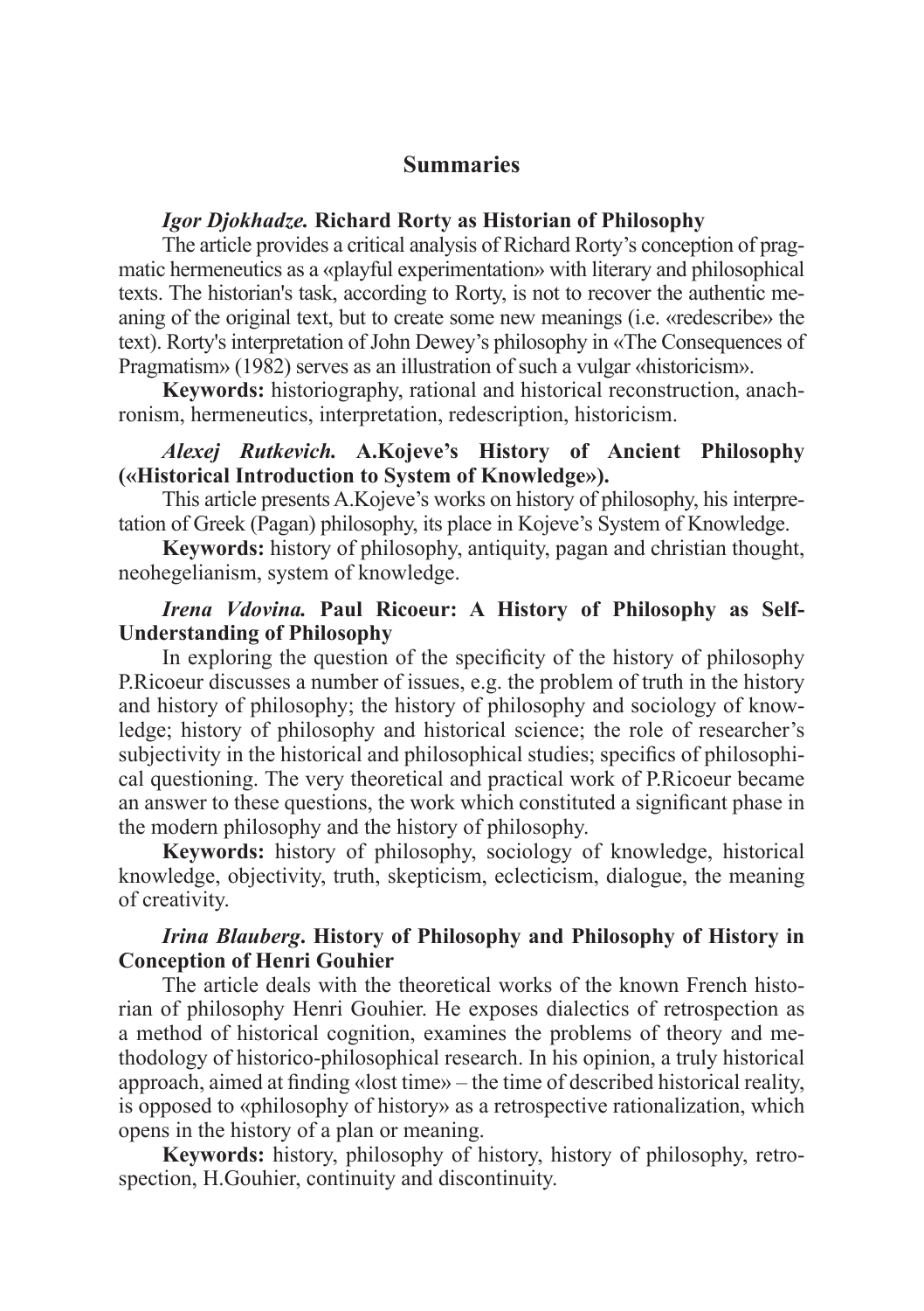# Summaries

***Igor Djokhadze.*** **Richard Rorty as Historian of Philosophy**

The article provides a critical analysis of Richard Rorty's conception of pragmatic hermeneutics as a «playful experimentation» with literary and philosophical texts. The historian's task, according to Rorty, is not to recover the authentic meaning of the original text, but to create some new meanings (i.e. «redescribe» the text). Rorty's interpretation of John Dewey's philosophy in «The Consequences of Pragmatism» (1982) serves as an illustration of such a vulgar «historicism».

**Keywords:** historiography, rational and historical reconstruction, anachronism, hermeneutics, interpretation, redescription, historicism.

***Alexej Rutkevich.*** **A.Kojeve's History of Ancient Philosophy («Historical Introduction to System of Knowledge»).**

This article presents A.Kojeve's works on history of philosophy, his interpretation of Greek (Pagan) philosophy, its place in Kojeve's System of Knowledge.

**Keywords:** history of philosophy, antiquity, pagan and christian thought, neohegelianism, system of knowledge.

***Irena Vdovina.*** **Paul Ricoeur: A History of Philosophy as Self-Understanding of Philosophy**

In exploring the question of the specificity of the history of philosophy P.Ricoeur discusses a number of issues, e.g. the problem of truth in the history and history of philosophy; the history of philosophy and sociology of knowledge; history of philosophy and historical science; the role of researcher's subjectivity in the historical and philosophical studies; specifics of philosophical questioning. The very theoretical and practical work of P.Ricoeur became an answer to these questions, the work which constituted a significant phase in the modern philosophy and the history of philosophy.

**Keywords:** history of philosophy, sociology of knowledge, historical knowledge, objectivity, truth, skepticism, eclecticism, dialogue, the meaning of creativity.

***Irina Blauberg*****. History of Philosophy and Philosophy of History in Conception of Henri Gouhier**

The article deals with the theoretical works of the known French historian of philosophy Henri Gouhier. He exposes dialectics of retrospection as a method of historical cognition, examines the problems of theory and methodology of historico-philosophical research. In his opinion, a truly historical approach, aimed at finding «lost time» – the time of described historical reality, is opposed to «philosophy of history» as a retrospective rationalization, which opens in the history of a plan or meaning.

**Keywords:** history, philosophy of history, history of philosophy, retrospection, H.Gouhier, continuity and discontinuity.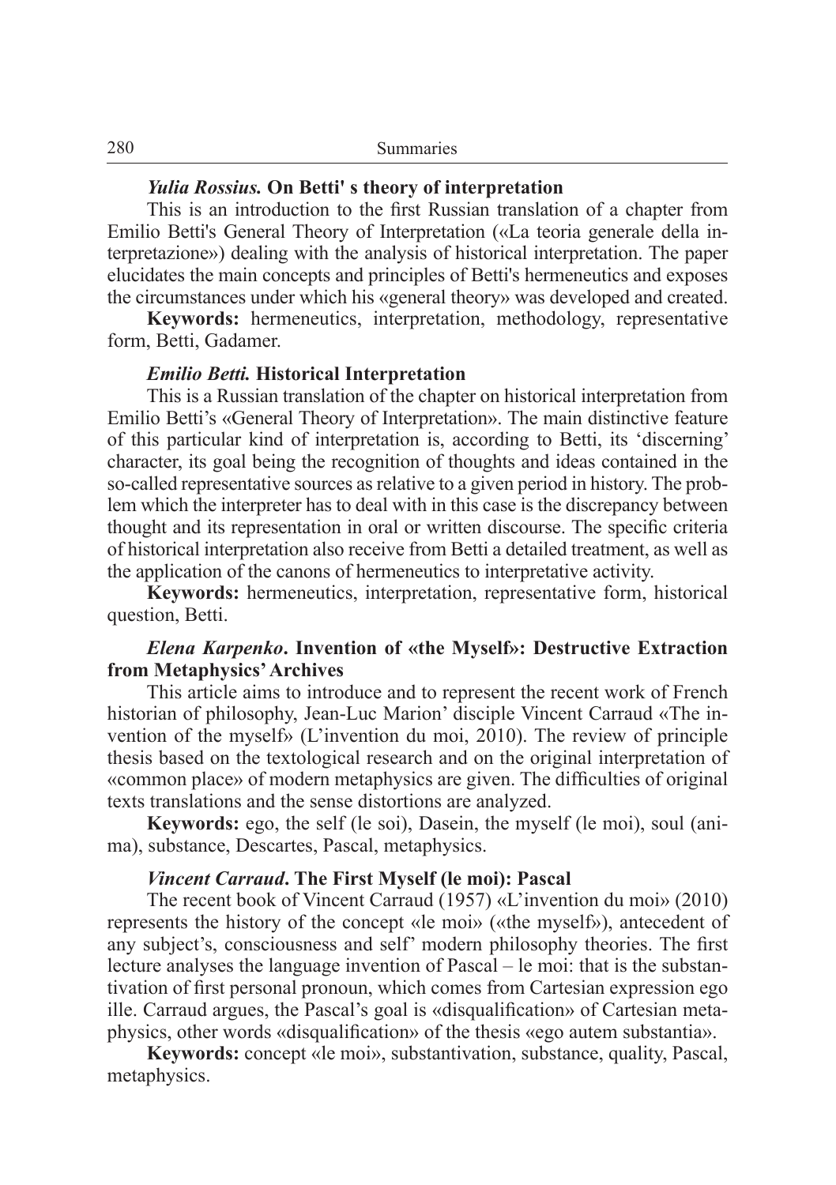### *Yulia Rossius.* On Betti' s theory of interpretation

This is an introduction to the first Russian translation of a chapter from Emilio Betti's General Theory of Interpretation («La teoria generale della interpretazione») dealing with the analysis of historical interpretation. The paper elucidates the main concepts and principles of Betti's hermeneutics and exposes the circumstances under which his «general theory» was developed and created.

**Keywords:** hermeneutics, interpretation, methodology, representative form, Betti, Gadamer.

### *Emilio Betti.* Historical Interpretation

This is a Russian translation of the chapter on historical interpretation from Emilio Betti's «General Theory of Interpretation». The main distinctive feature of this particular kind of interpretation is, according to Betti, its 'discerning' character, its goal being the recognition of thoughts and ideas contained in the so-called representative sources as relative to a given period in history. The problem which the interpreter has to deal with in this case is the discrepancy between thought and its representation in oral or written discourse. The specific criteria of historical interpretation also receive from Betti a detailed treatment, as well as the application of the canons of hermeneutics to interpretative activity.

**Keywords:** hermeneutics, interpretation, representative form, historical question, Betti.

### *Elena Karpenko*. Invention of «the Myself»: Destructive Extraction from Metaphysics' Archives

This article aims to introduce and to represent the recent work of French historian of philosophy, Jean-Luc Marion' disciple Vincent Carraud «The invention of the myself» (L'invention du moi, 2010). The review of principle thesis based on the textological research and on the original interpretation of «common place» of modern metaphysics are given. The difficulties of original texts translations and the sense distortions are analyzed.

**Keywords:** ego, the self (le soi), Dasein, the myself (le moi), soul (anima), substance, Descartes, Pascal, metaphysics.

### *Vincent Carraud*. The First Myself (le moi): Pascal

The recent book of Vincent Carraud (1957) «L'invention du moi» (2010) represents the history of the concept «le moi» («the myself»), antecedent of any subject's, consciousness and self' modern philosophy theories. The first lecture analyses the language invention of Pascal – le moi: that is the substantivation of first personal pronoun, which comes from Cartesian expression ego ille. Carraud argues, the Pascal's goal is «disqualification» of Cartesian metaphysics, other words «disqualification» of the thesis «ego autem substantia».

**Keywords:** concept «le moi», substantivation, substance, quality, Pascal, metaphysics.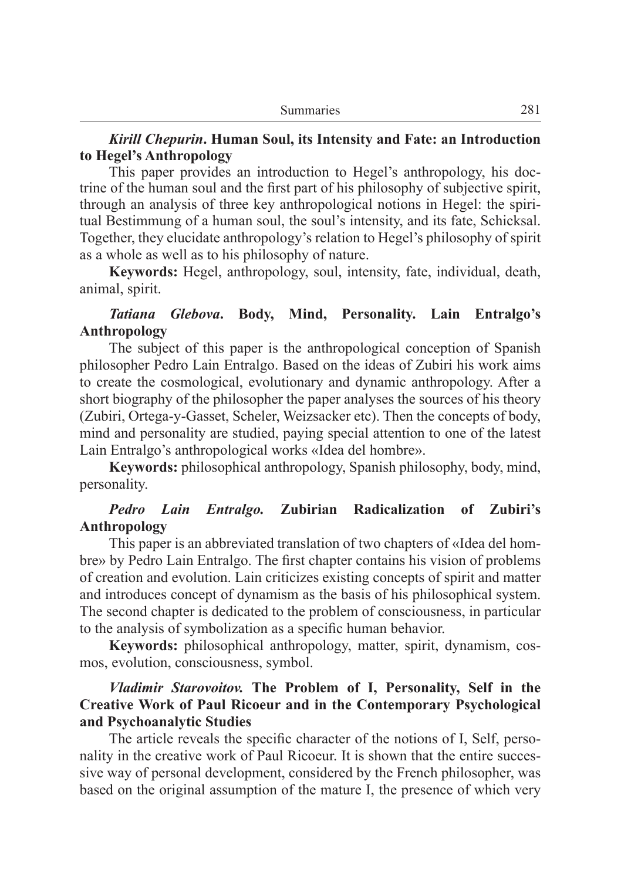***Kirill Chepurin*. Human Soul, its Intensity and Fate: an Introduction to Hegel's Anthropology**

This paper provides an introduction to Hegel's anthropology, his doctrine of the human soul and the first part of his philosophy of subjective spirit, through an analysis of three key anthropological notions in Hegel: the spiritual Bestimmung of a human soul, the soul's intensity, and its fate, Schicksal. Together, they elucidate anthropology's relation to Hegel's philosophy of spirit as a whole as well as to his philosophy of nature.

**Keywords:** Hegel, anthropology, soul, intensity, fate, individual, death, animal, spirit.

***Tatiana Glebova*. Body, Mind, Personality. Lain Entralgo's Anthropology**

The subject of this paper is the anthropological conception of Spanish philosopher Pedro Lain Entralgo. Based on the ideas of Zubiri his work aims to create the cosmological, evolutionary and dynamic anthropology. After a short biography of the philosopher the paper analyses the sources of his theory (Zubiri, Ortega-y-Gasset, Scheler, Weizsacker etc). Then the concepts of body, mind and personality are studied, paying special attention to one of the latest Lain Entralgo's anthropological works «Idea del hombre».

**Keywords:** philosophical anthropology, Spanish philosophy, body, mind, personality.

***Pedro Lain Entralgo.* Zubirian Radicalization of Zubiri's Anthropology**

This paper is an abbreviated translation of two chapters of «Idea del hombre» by Pedro Lain Entralgo. The first chapter contains his vision of problems of creation and evolution. Lain criticizes existing concepts of spirit and matter and introduces concept of dynamism as the basis of his philosophical system. The second chapter is dedicated to the problem of consciousness, in particular to the analysis of symbolization as a specific human behavior.

**Keywords:** philosophical anthropology, matter, spirit, dynamism, cosmos, evolution, consciousness, symbol.

***Vladimir Starovoitov.* The Problem of I, Personality, Self in the Creative Work of Paul Ricoeur and in the Contemporary Psychological and Psychoanalytic Studies**

The article reveals the specific character of the notions of I, Self, personality in the creative work of Paul Ricoeur. It is shown that the entire successive way of personal development, considered by the French philosopher, was based on the original assumption of the mature I, the presence of which very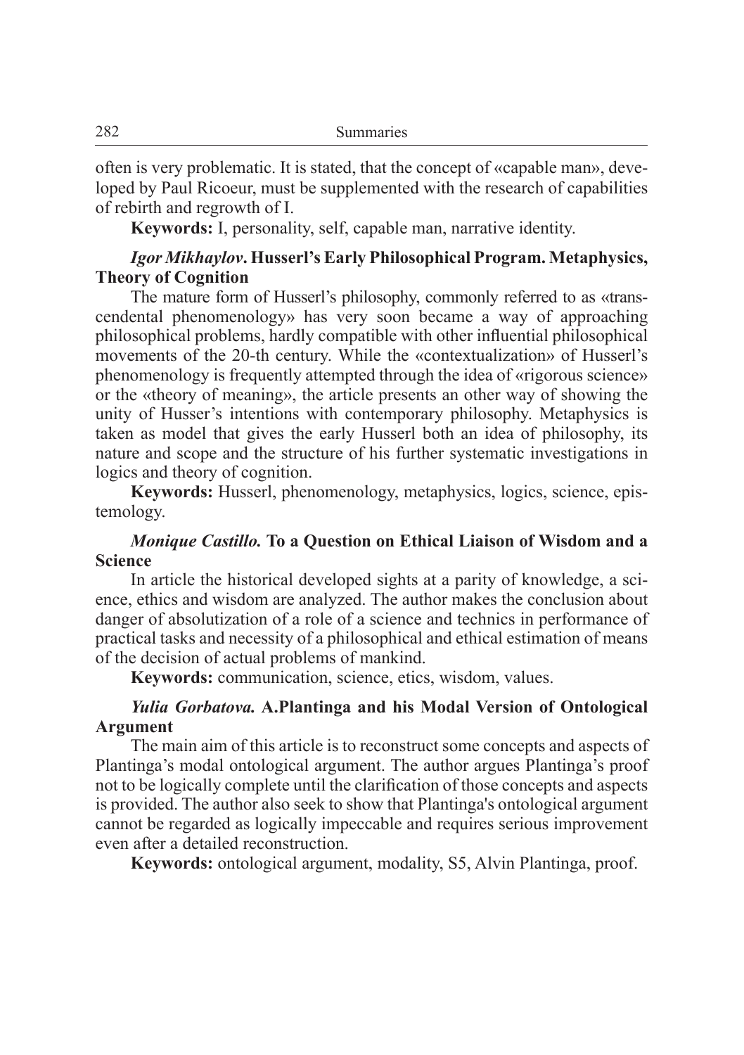often is very problematic. It is stated, that the concept of «capable man», developed by Paul Ricoeur, must be supplemented with the research of capabilities of rebirth and regrowth of I.

**Keywords:** I, personality, self, capable man, narrative identity.

***Igor Mikhaylov*. Husserl's Early Philosophical Program. Metaphysics, Theory of Cognition**

The mature form of Husserl's philosophy, commonly referred to as «transcendental phenomenology» has very soon became a way of approaching philosophical problems, hardly compatible with other influential philosophical movements of the 20-th century. While the «contextualization» of Husserl's phenomenology is frequently attempted through the idea of «rigorous science» or the «theory of meaning», the article presents an other way of showing the unity of Husser's intentions with contemporary philosophy. Metaphysics is taken as model that gives the early Husserl both an idea of philosophy, its nature and scope and the structure of his further systematic investigations in logics and theory of cognition.

**Keywords:** Husserl, phenomenology, metaphysics, logics, science, epistemology.

***Monique Castillo.* To a Question on Ethical Liaison of Wisdom and a Science**

In article the historical developed sights at a parity of knowledge, a science, ethics and wisdom are analyzed. The author makes the conclusion about danger of absolutization of a role of a science and technics in performance of practical tasks and necessity of a philosophical and ethical estimation of means of the decision of actual problems of mankind.

**Keywords:** communication, science, etics, wisdom, values.

***Yulia Gorbatova.* A.Plantinga and his Modal Version of Ontological Argument**

The main aim of this article is to reconstruct some concepts and aspects of Plantinga's modal ontological argument. The author argues Plantinga's proof not to be logically complete until the clarification of those concepts and aspects is provided. The author also seek to show that Plantinga's ontological argument cannot be regarded as logically impeccable and requires serious improvement even after a detailed reconstruction.

**Keywords:** ontological argument, modality, S5, Alvin Plantinga, proof.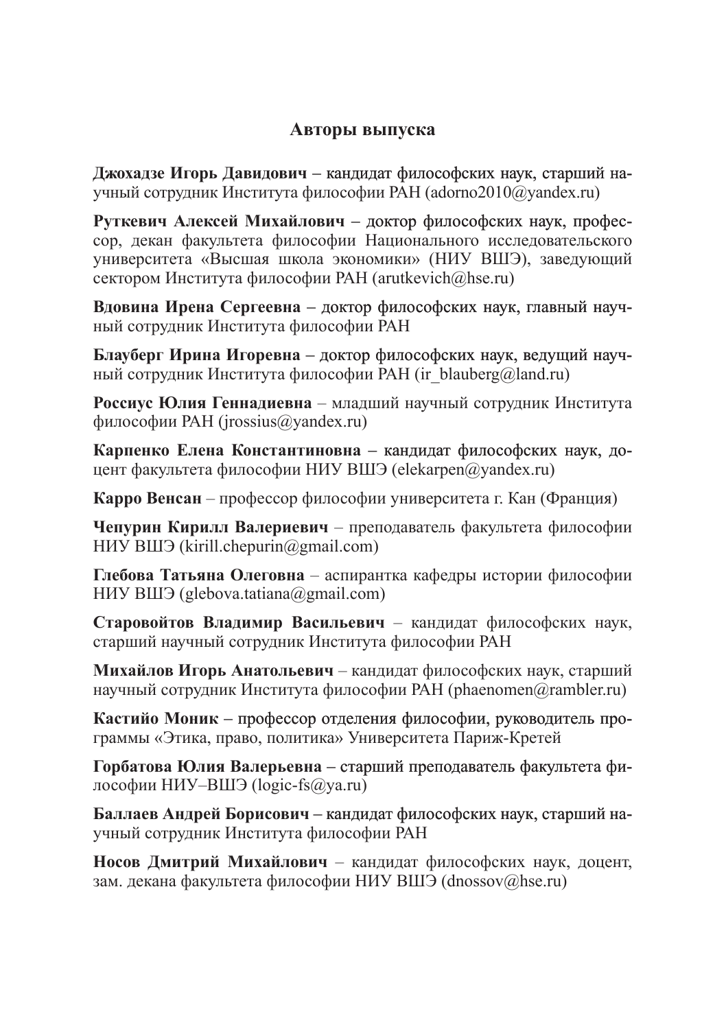## Авторы выпуска

**Джохадзе Игорь Давидович** – кандидат философских наук, старший научный сотрудник Института философии РАН (adorno2010@yandex.ru)

**Руткевич Алексей Михайлович** – доктор философских наук, профессор, декан факультета философии Национального исследовательского университета «Высшая школа экономики» (НИУ ВШЭ), заведующий сектором Института философии РАН (arutkevich@hse.ru)

**Вдовина Ирена Сергеевна** – доктор философских наук, главный научный сотрудник Института философии РАН

**Блауберг Ирина Игоревна** – доктор философских наук, ведущий научный сотрудник Института философии РАН (ir_blauberg@land.ru)

**Россиус Юлия Геннадиевна** – младший научный сотрудник Института философии РАН (jrossius@yandex.ru)

**Карпенко Елена Константиновна** – кандидат философских наук, доцент факультета философии НИУ ВШЭ (elekarpen@yandex.ru)

**Карро Венсан** – профессор философии университета г. Кан (Франция)

**Чепурин Кирилл Валериевич** – преподаватель факультета философии НИУ ВШЭ (kirill.chepurin@gmail.com)

**Глебова Татьяна Олеговна** – аспирантка кафедры истории философии НИУ ВШЭ (glebova.tatiana@gmail.com)

**Старовойтов Владимир Васильевич** – кандидат философских наук, старший научный сотрудник Института философии РАН

**Михайлов Игорь Анатольевич** – кандидат философских наук, старший научный сотрудник Института философии РАН (phaenomen@rambler.ru)

**Кастийо Моник** – профессор отделения философии, руководитель программы «Этика, право, политика» Университета Париж-Кретей

**Горбатова Юлия Валерьевна** – старший преподаватель факультета философии НИУ–ВШЭ (logic-fs@ya.ru)

**Баллаев Андрей Борисович** – кандидат философских наук, старший научный сотрудник Института философии РАН

**Носов Дмитрий Михайлович** – кандидат философских наук, доцент, зам. декана факультета философии НИУ ВШЭ (dnossov@hse.ru)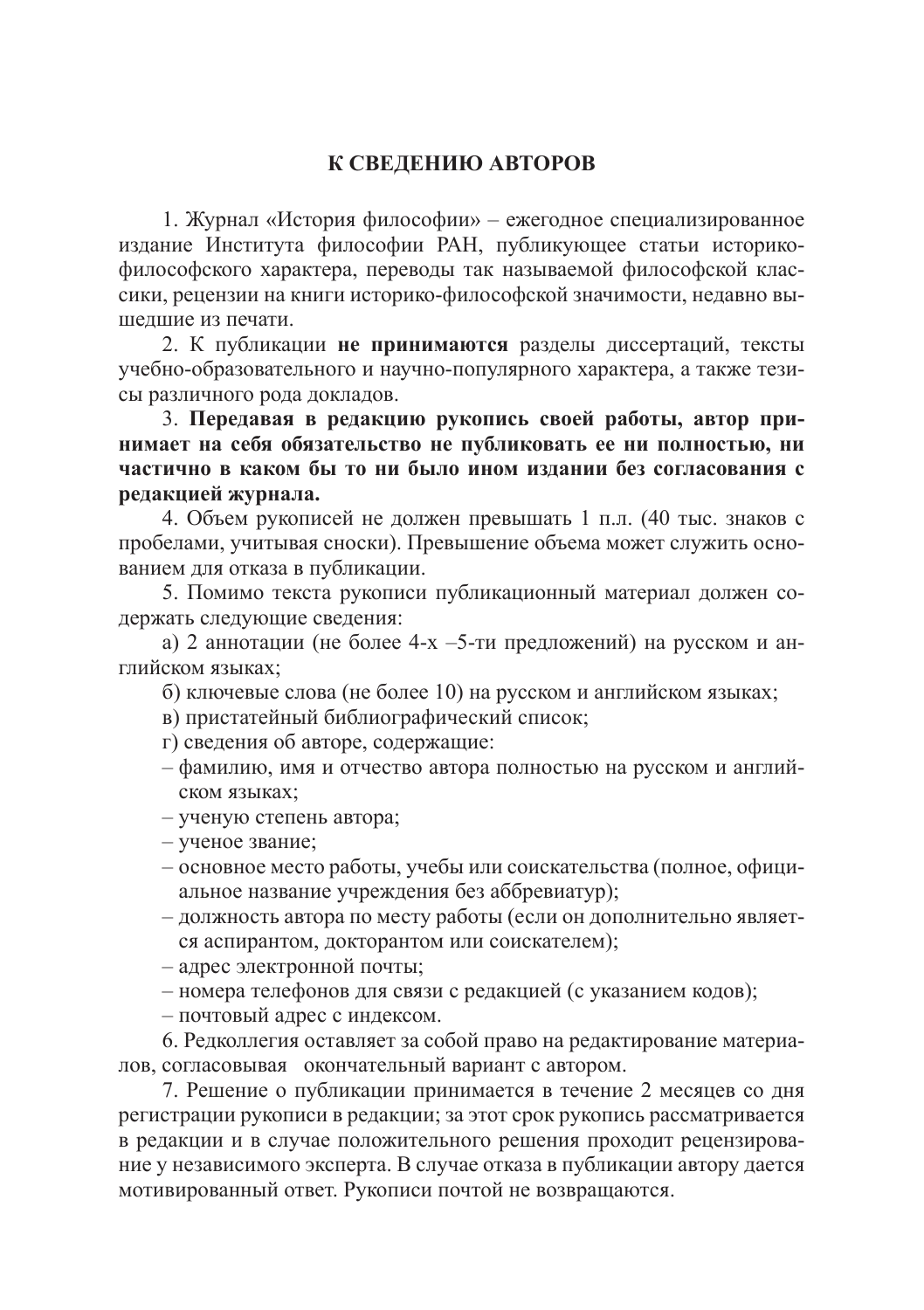## К СВЕДЕНИЮ АВТОРОВ

1. Журнал «История философии» – ежегодное специализированное издание Института философии РАН, публикующее статьи историко-философского характера, переводы так называемой философской классики, рецензии на книги историко-философской значимости, недавно вышедшие из печати.

2. К публикации **не принимаются** разделы диссертаций, тексты учебно-образовательного и научно-популярного характера, а также тезисы различного рода докладов.

3. **Передавая в редакцию рукопись своей работы, автор принимает на себя обязательство не публиковать ее ни полностью, ни частично в каком бы то ни было ином издании без согласования с редакцией журнала.**

4. Объем рукописей не должен превышать 1 п.л. (40 тыс. знаков с пробелами, учитывая сноски). Превышение объема может служить основанием для отказа в публикации.

5. Помимо текста рукописи публикационный материал должен содержать следующие сведения:

а) 2 аннотации (не более 4-х –5-ти предложений) на русском и английском языках;

б) ключевые слова (не более 10) на русском и английском языках;

в) пристатейный библиографический список;

г) сведения об авторе, содержащие:

- фамилию, имя и отчество автора полностью на русском и английском языках;
- ученую степень автора;
- ученое звание;
- основное место работы, учебы или соискательства (полное, официальное название учреждения без аббревиатур);
- должность автора по месту работы (если он дополнительно является аспирантом, докторантом или соискателем);
- адрес электронной почты;
- номера телефонов для связи с редакцией (с указанием кодов);
- почтовый адрес с индексом.

6. Редколлегия оставляет за собой право на редактирование материалов, согласовывая окончательный вариант с автором.

7. Решение о публикации принимается в течение 2 месяцев со дня регистрации рукописи в редакции; за этот срок рукопись рассматривается в редакции и в случае положительного решения проходит рецензирование у независимого эксперта. В случае отказа в публикации автору дается мотивированный ответ. Рукописи почтой не возвращаются.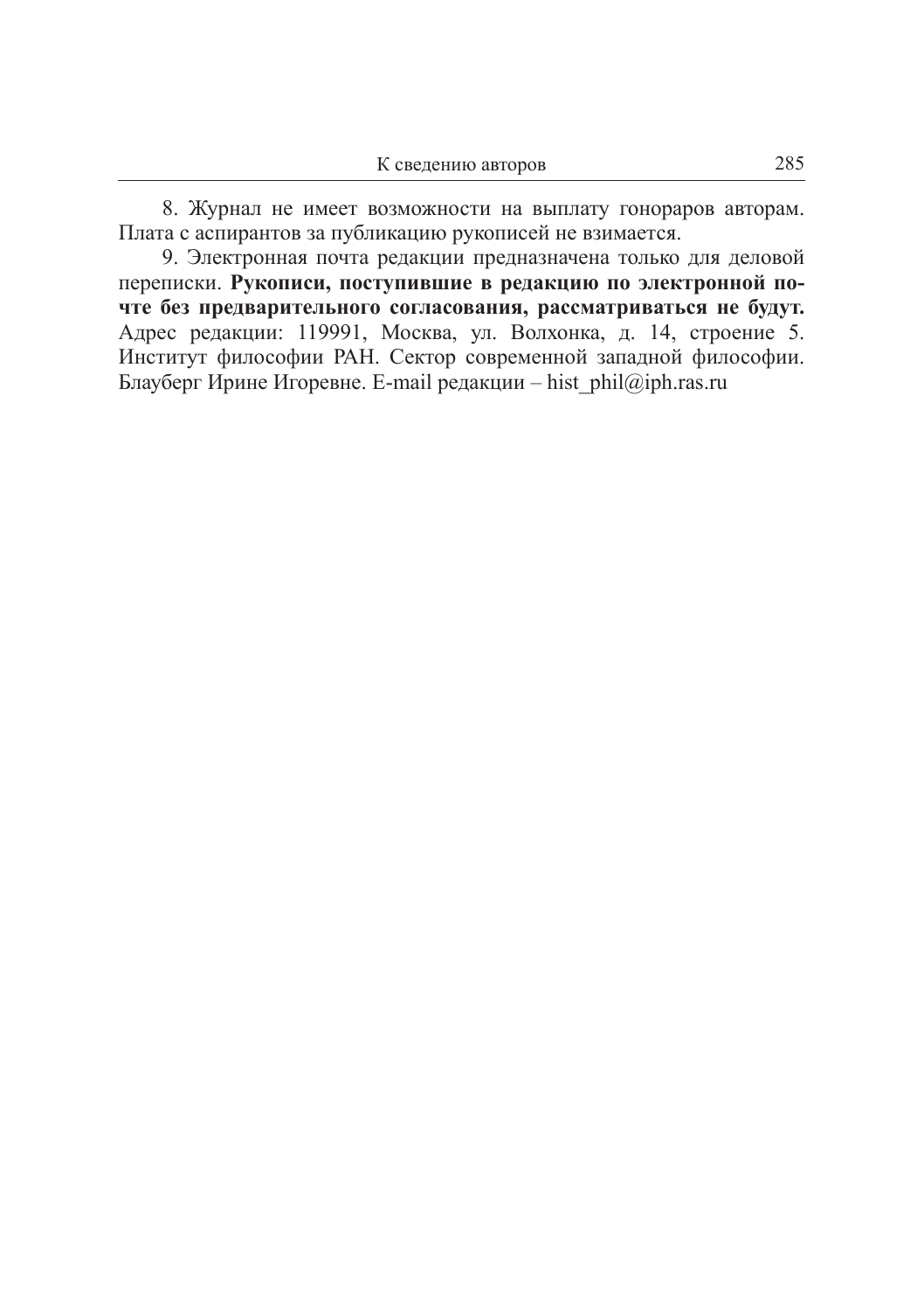8. Журнал не имеет возможности на выплату гонораров авторам. Плата с аспирантов за публикацию рукописей не взимается.

9. Электронная почта редакции предназначена только для деловой переписки. **Рукописи, поступившие в редакцию по электронной почте без предварительного согласования, рассматриваться не будут.** Адрес редакции: 119991, Москва, ул. Волхонка, д. 14, строение 5. Институт философии РАН. Сектор современной западной философии. Блауберг Ирине Игоревне. E-mail редакции – hist_phil@iph.ras.ru